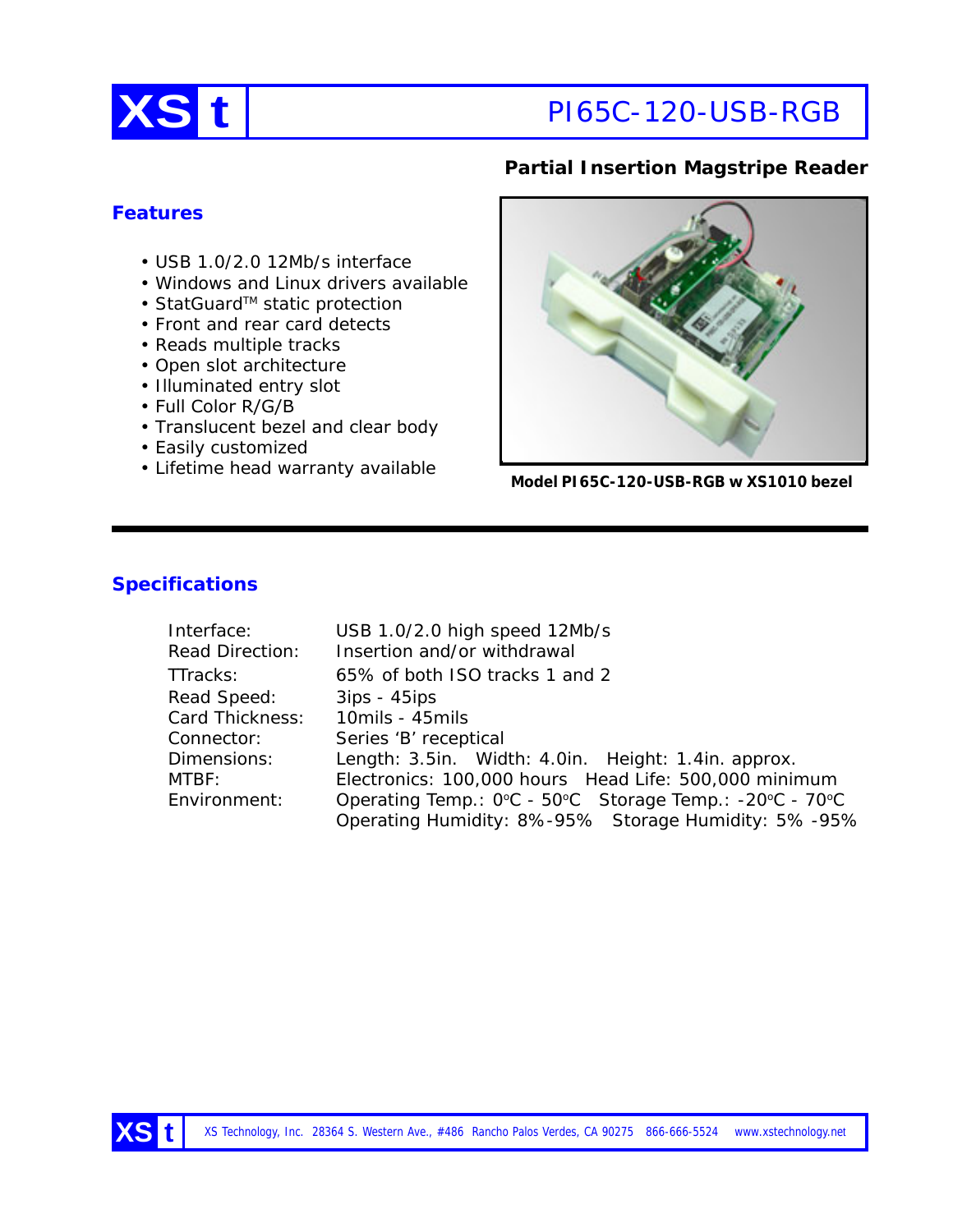# XS t PI65C-120-USB-RGB

**Partial Insertion Magstripe Reader**

## Features

- USB 1.0/2.0 12Mb/s interface
- Windows and Linux drivers available
- StatGuard™ static protection
- Front and rear card detects
- Reads multiple tracks
- Open slot architecture
- Illuminated entry slot
- Full Color R/G/B
- Translucent bezel and clear body
- Easily customized
- Lifetime head warranty available

**Model PI65C-120-USB-RGB w XS1010 bezel**

## Specifications

| | |
|---|---|
| Interface: | USB 1.0/2.0 high speed 12Mb/s |
| Read Direction: | Insertion and/or withdrawal |
| TTracks: | 65% of both ISO tracks 1 and 2 |
| Read Speed: | 3ips - 45ips |
| Card Thickness: | 10mils - 45mils |
| Connector: | Series 'B' receptical |
| Dimensions: | Length: 3.5in. Width: 4.0in. Height: 1.4in. approx. |
| MTBF: | Electronics: 100,000 hours Head Life: 500,000 minimum |
| Environment: | Operating Temp.: 0°C - 50°C Storage Temp.: -20°C - 70°C<br>Operating Humidity: 8%-95% Storage Humidity: 5% -95% |

XS Technology, Inc. 28364 S. Western Ave., #486 Rancho Palos Verdes, CA 90275 866-666-5524 www.xstechnology.net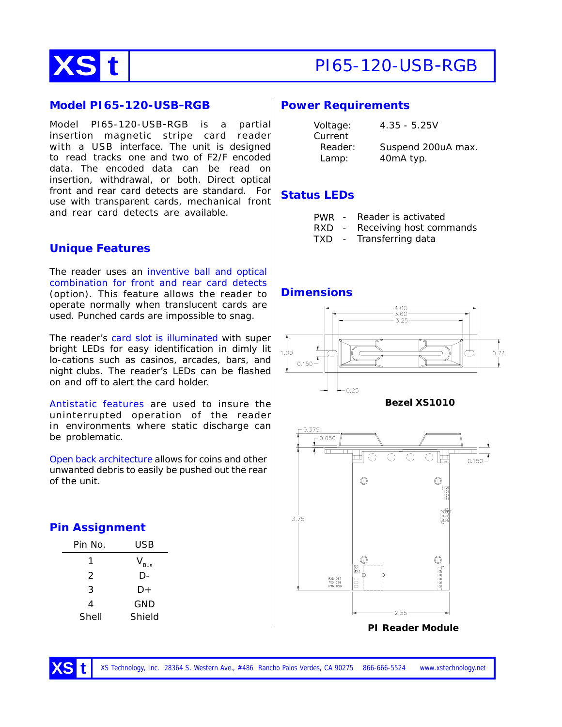# PI65-120-USB-RGB

## Model PI65-120-USB-RGB

Model PI65-120-USB-RGB is a partial insertion magnetic stripe card reader with a USB interface. The unit is designed to read tracks one and two of F2/F encoded data. The encoded data can be read on insertion, withdrawal, or both. Direct optical front and rear card detects are standard. For use with transparent cards, mechanical front and rear card detects are available.

## Unique Features

The reader uses an inventive ball and optical combination for front and rear card detects (option). This feature allows the reader to operate normally when translucent cards are used. Punched cards are impossible to snag.

The reader's card slot is illuminated with super bright LEDs for easy identification in dimly lit lo-cations such as casinos, arcades, bars, and night clubs. The reader's LEDs can be flashed on and off to alert the card holder.

Antistatic features are used to insure the uninterrupted operation of the reader in environments where static discharge can be problematic.

Open back architecture allows for coins and other unwanted debris to easily be pushed out the rear of the unit.

## Pin Assignment

| Pin No. | USB |
|---|---|
| 1 | $V_{Bus}$ |
| 2 | D- |
| 3 | D+ |
| 4 | GND |
| Shell | Shield |

## Power Requirements

| | |
|---|---|
| Voltage: | 4.35 - 5.25V |
| Current | |
| Reader: | Suspend 200uA max. |
| Lamp: | 40mA typ. |

## Status LEDs

PWR - Reader is activated
RXD - Receiving host commands
TXD - Transferring data

## Dimensions

4.00
3.60
3.25
1.00
0.150
0.74
0.25

**Bezel XS1010**

0.375
0.050
0.150
3.75
RXD DS7
TXD DS8
PWR DS9
2.55

**PI Reader Module**